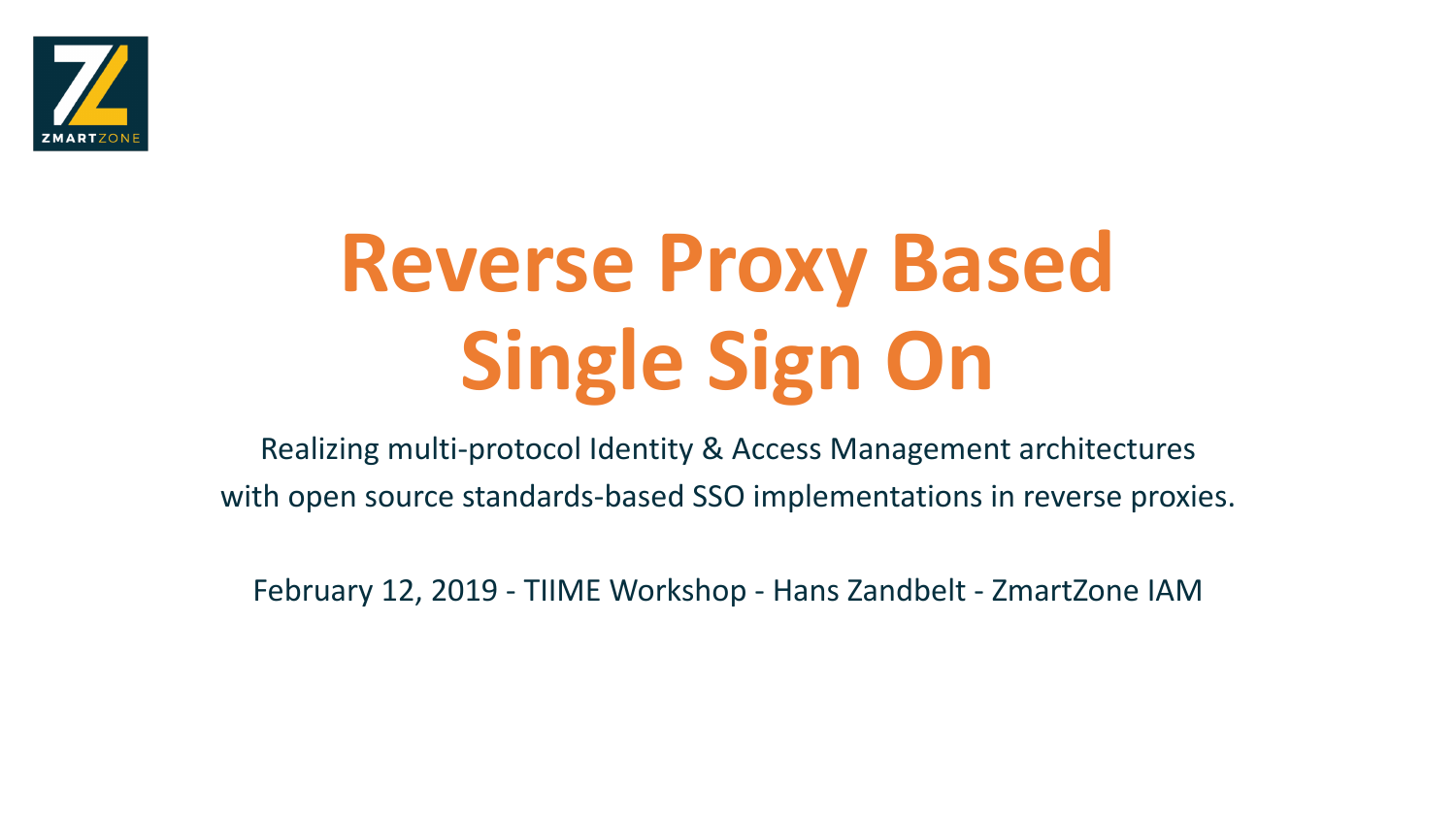# Reverse Proxy Based Single Sign On

Realizing multi-protocol Identity & Access Management architectures
with open source standards-based SSO implementations in reverse proxies.

February 12, 2019 - TIIME Workshop - Hans Zandbelt - ZmartZone IAM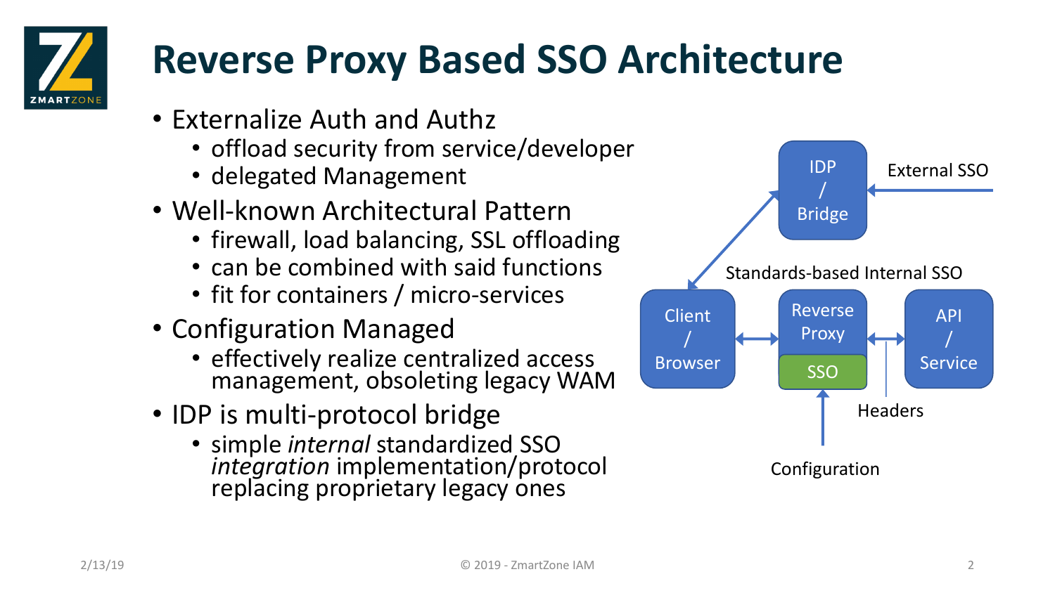# Reverse Proxy Based SSO Architecture

- Externalize Auth and Authz
  - offload security from service/developer
  - delegated Management
- Well-known Architectural Pattern
  - firewall, load balancing, SSL offloading
  - can be combined with said functions
  - fit for containers / micro-services
- Configuration Managed
  - effectively realize centralized access management, obsoleting legacy WAM
- IDP is multi-protocol bridge
  - simple *internal* standardized SSO *integration* implementation/protocol replacing proprietary legacy ones

IDP / Bridge

External SSO

Standards-based Internal SSO

Client / Browser

Reverse Proxy

SSO

API / Service

Headers

Configuration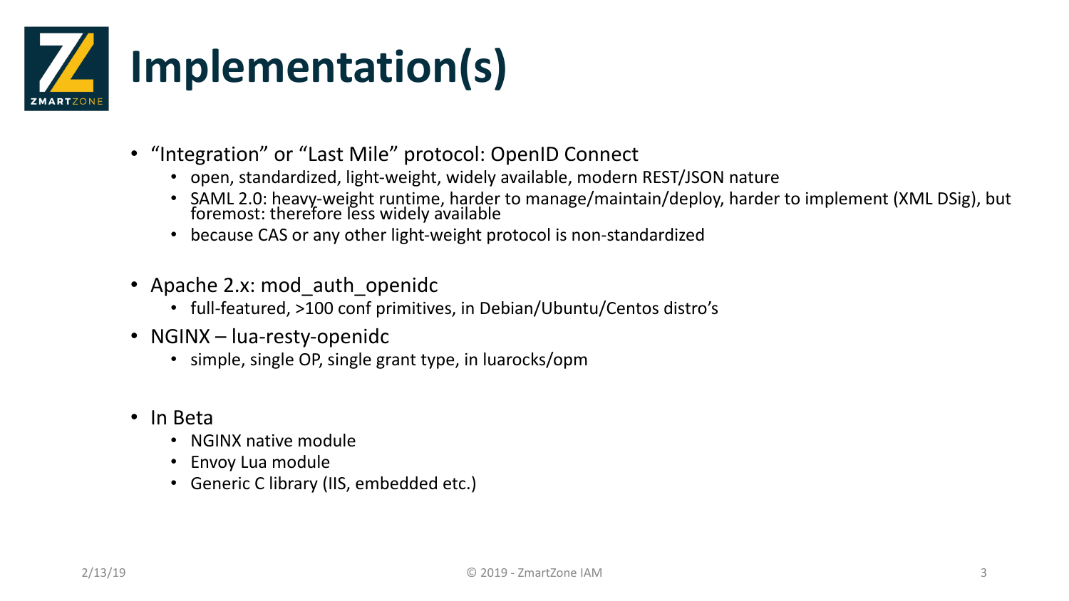# Implementation(s)

- “Integration” or “Last Mile” protocol: OpenID Connect
  - open, standardized, light-weight, widely available, modern REST/JSON nature
  - SAML 2.0: heavy-weight runtime, harder to manage/maintain/deploy, harder to implement (XML DSig), but foremost: therefore less widely available
  - because CAS or any other light-weight protocol is non-standardized
- Apache 2.x: mod_auth_openidc
  - full-featured, >100 conf primitives, in Debian/Ubuntu/Centos distro’s
- NGINX – lua-resty-openidc
  - simple, single OP, single grant type, in luarocks/opm
- In Beta
  - NGINX native module
  - Envoy Lua module
  - Generic C library (IIS, embedded etc.)